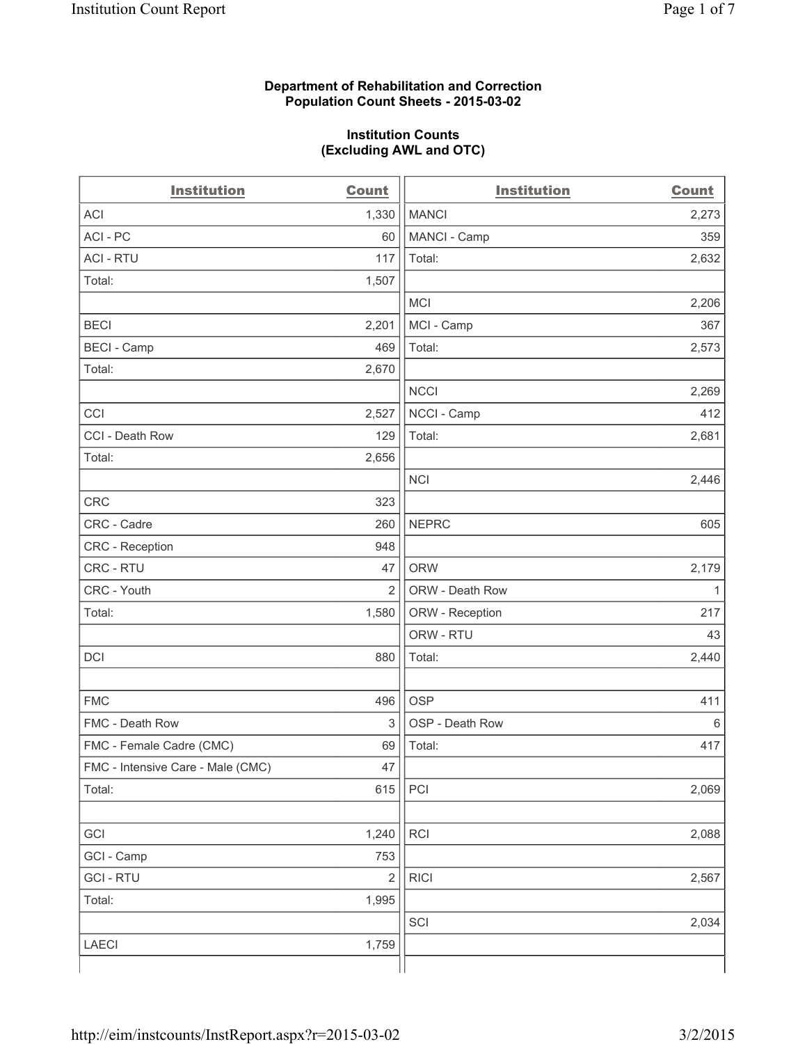**Department of Rehabilitation and Correction**
**Population Count Sheets - 2015-03-02**

**Institution Counts**
**(Excluding AWL and OTC)**

| Institution | Count | Institution | Count |
|---|---|---|---|
| ACI | 1,330 | MANCI | 2,273 |
| ACI - PC | 60 | MANCI - Camp | 359 |
| ACI - RTU | 117 | Total: | 2,632 |
| Total: | 1,507 | | |
| | | MCI | 2,206 |
| BECI | 2,201 | MCI - Camp | 367 |
| BECI - Camp | 469 | Total: | 2,573 |
| Total: | 2,670 | | |
| | | NCCI | 2,269 |
| CCI | 2,527 | NCCI - Camp | 412 |
| CCI - Death Row | 129 | Total: | 2,681 |
| Total: | 2,656 | | |
| | | NCI | 2,446 |
| CRC | 323 | | |
| CRC - Cadre | 260 | NEPRC | 605 |
| CRC - Reception | 948 | | |
| CRC - RTU | 47 | ORW | 2,179 |
| CRC - Youth | 2 | ORW - Death Row | 1 |
| Total: | 1,580 | ORW - Reception | 217 |
| | | ORW - RTU | 43 |
| DCI | 880 | Total: | 2,440 |
| | | | |
| FMC | 496 | OSP | 411 |
| FMC - Death Row | 3 | OSP - Death Row | 6 |
| FMC - Female Cadre (CMC) | 69 | Total: | 417 |
| FMC - Intensive Care - Male (CMC) | 47 | | |
| Total: | 615 | PCI | 2,069 |
| | | | |
| GCI | 1,240 | RCI | 2,088 |
| GCI - Camp | 753 | | |
| GCI - RTU | 2 | RICI | 2,567 |
| Total: | 1,995 | | |
| | | SCI | 2,034 |
| LAECI | 1,759 | | |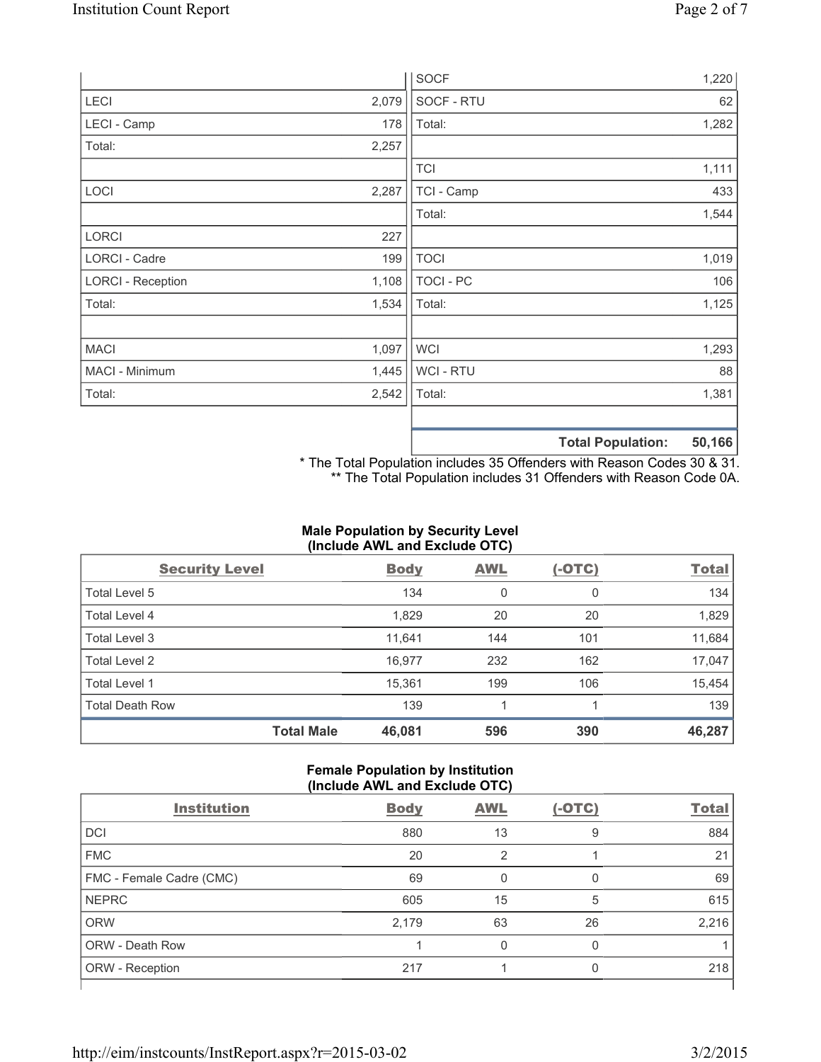| | | | |
|---|---|---|---|
| | | SOCF | 1,220 |
| LECI | 2,079 | SOCF - RTU | 62 |
| LECI - Camp | 178 | Total: | 1,282 |
| Total: | 2,257 | | |
| | | TCI | 1,111 |
| LOCI | 2,287 | TCI - Camp | 433 |
| | | Total: | 1,544 |
| LORCI | 227 | | |
| LORCI - Cadre | 199 | TOCI | 1,019 |
| LORCI - Reception | 1,108 | TOCI - PC | 106 |
| Total: | 1,534 | Total: | 1,125 |
| | | | |
| MACI | 1,097 | WCI | 1,293 |
| MACI - Minimum | 1,445 | WCI - RTU | 88 |
| Total: | 2,542 | Total: | 1,381 |
| | | | |
| | | **Total Population:** | **50,166** |

\* The Total Population includes 35 Offenders with Reason Codes 30 & 31.
\*\* The Total Population includes 31 Offenders with Reason Code 0A.

### Male Population by Security Level (Include AWL and Exclude OTC)

| Security Level | Body | AWL | (-OTC) | Total |
|---|---|---|---|---|
| Total Level 5 | 134 | 0 | 0 | 134 |
| Total Level 4 | 1,829 | 20 | 20 | 1,829 |
| Total Level 3 | 11,641 | 144 | 101 | 11,684 |
| Total Level 2 | 16,977 | 232 | 162 | 17,047 |
| Total Level 1 | 15,361 | 199 | 106 | 15,454 |
| Total Death Row | 139 | 1 | 1 | 139 |
| **Total Male** | **46,081** | **596** | **390** | **46,287** |

### Female Population by Institution (Include AWL and Exclude OTC)

| Institution | Body | AWL | (-OTC) | Total |
|---|---|---|---|---|
| DCI | 880 | 13 | 9 | 884 |
| FMC | 20 | 2 | 1 | 21 |
| FMC - Female Cadre (CMC) | 69 | 0 | 0 | 69 |
| NEPRC | 605 | 15 | 5 | 615 |
| ORW | 2,179 | 63 | 26 | 2,216 |
| ORW - Death Row | 1 | 0 | 0 | 1 |
| ORW - Reception | 217 | 1 | 0 | 218 |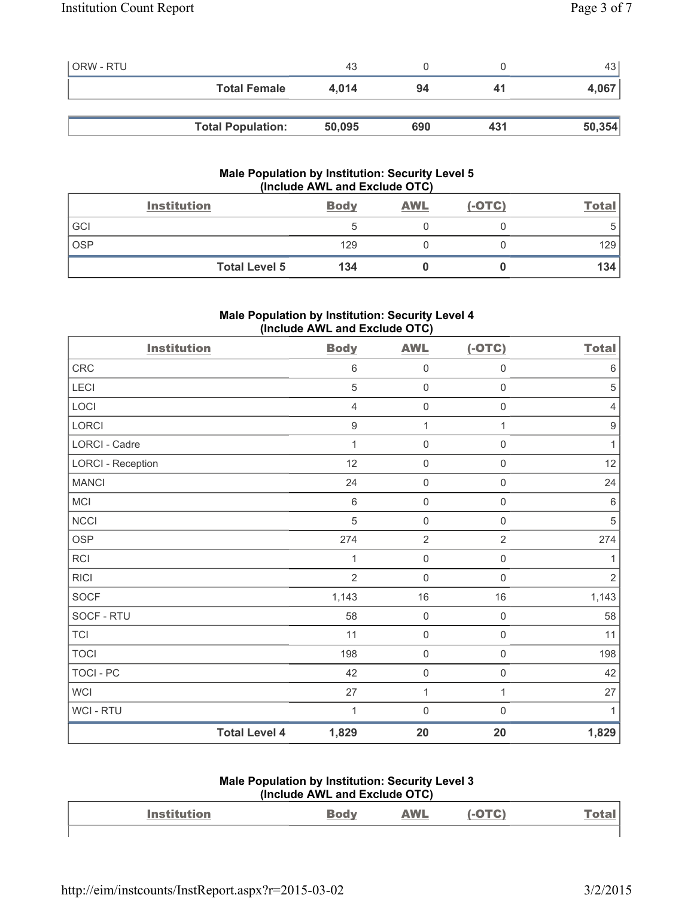| | | | | |
|---|---|---|---|---|
| ORW - RTU | 43 | 0 | 0 | 43 |
| **Total Female** | **4,014** | **94** | **41** | **4,067** |

| | | | | |
|---|---|---|---|---|
| **Total Population:** | **50,095** | **690** | **431** | **50,354** |

### Male Population by Institution: Security Level 5 (Include AWL and Exclude OTC)

| Institution | Body | AWL | (-OTC) | Total |
|---|---|---|---|---|
| GCI | 5 | 0 | 0 | 5 |
| OSP | 129 | 0 | 0 | 129 |
| **Total Level 5** | **134** | **0** | **0** | **134** |

### Male Population by Institution: Security Level 4 (Include AWL and Exclude OTC)

| Institution | Body | AWL | (-OTC) | Total |
|---|---|---|---|---|
| CRC | 6 | 0 | 0 | 6 |
| LECI | 5 | 0 | 0 | 5 |
| LOCI | 4 | 0 | 0 | 4 |
| LORCI | 9 | 1 | 1 | 9 |
| LORCI - Cadre | 1 | 0 | 0 | 1 |
| LORCI - Reception | 12 | 0 | 0 | 12 |
| MANCI | 24 | 0 | 0 | 24 |
| MCI | 6 | 0 | 0 | 6 |
| NCCI | 5 | 0 | 0 | 5 |
| OSP | 274 | 2 | 2 | 274 |
| RCI | 1 | 0 | 0 | 1 |
| RICI | 2 | 0 | 0 | 2 |
| SOCF | 1,143 | 16 | 16 | 1,143 |
| SOCF - RTU | 58 | 0 | 0 | 58 |
| TCI | 11 | 0 | 0 | 11 |
| TOCI | 198 | 0 | 0 | 198 |
| TOCI - PC | 42 | 0 | 0 | 42 |
| WCI | 27 | 1 | 1 | 27 |
| WCI - RTU | 1 | 0 | 0 | 1 |
| **Total Level 4** | **1,829** | **20** | **20** | **1,829** |

### Male Population by Institution: Security Level 3 (Include AWL and Exclude OTC)

| Institution | Body | AWL | (-OTC) | Total |
|---|---|---|---|---|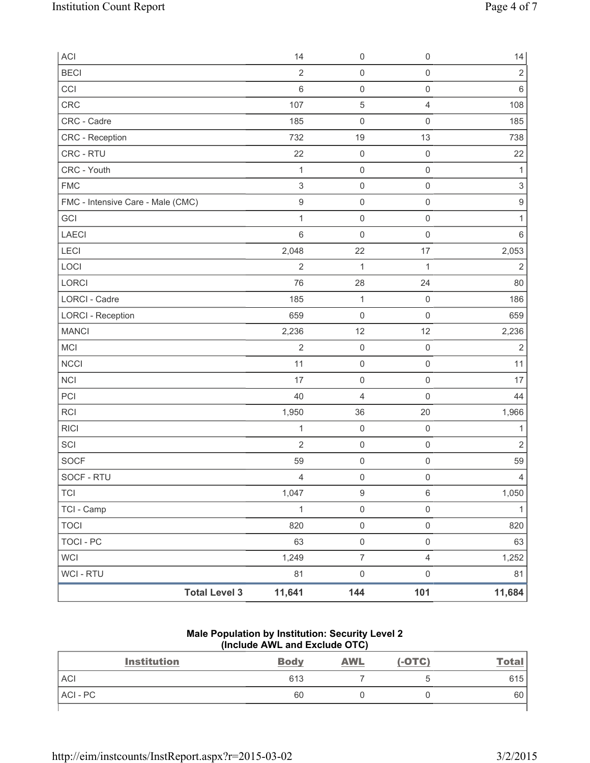| | | | | |
|---|---|---|---|---|
| ACI | 14 | 0 | 0 | 14 |
| BECI | 2 | 0 | 0 | 2 |
| CCI | 6 | 0 | 0 | 6 |
| CRC | 107 | 5 | 4 | 108 |
| CRC - Cadre | 185 | 0 | 0 | 185 |
| CRC - Reception | 732 | 19 | 13 | 738 |
| CRC - RTU | 22 | 0 | 0 | 22 |
| CRC - Youth | 1 | 0 | 0 | 1 |
| FMC | 3 | 0 | 0 | 3 |
| FMC - Intensive Care - Male (CMC) | 9 | 0 | 0 | 9 |
| GCI | 1 | 0 | 0 | 1 |
| LAECI | 6 | 0 | 0 | 6 |
| LECI | 2,048 | 22 | 17 | 2,053 |
| LOCI | 2 | 1 | 1 | 2 |
| LORCI | 76 | 28 | 24 | 80 |
| LORCI - Cadre | 185 | 1 | 0 | 186 |
| LORCI - Reception | 659 | 0 | 0 | 659 |
| MANCI | 2,236 | 12 | 12 | 2,236 |
| MCI | 2 | 0 | 0 | 2 |
| NCCI | 11 | 0 | 0 | 11 |
| NCI | 17 | 0 | 0 | 17 |
| PCI | 40 | 4 | 0 | 44 |
| RCI | 1,950 | 36 | 20 | 1,966 |
| RICI | 1 | 0 | 0 | 1 |
| SCI | 2 | 0 | 0 | 2 |
| SOCF | 59 | 0 | 0 | 59 |
| SOCF - RTU | 4 | 0 | 0 | 4 |
| TCI | 1,047 | 9 | 6 | 1,050 |
| TCI - Camp | 1 | 0 | 0 | 1 |
| TOCI | 820 | 0 | 0 | 820 |
| TOCI - PC | 63 | 0 | 0 | 63 |
| WCI | 1,249 | 7 | 4 | 1,252 |
| WCI - RTU | 81 | 0 | 0 | 81 |
| **Total Level 3** | **11,641** | **144** | **101** | **11,684** |

**Male Population by Institution: Security Level 2**
**(Include AWL and Exclude OTC)**

| Institution | Body | AWL | (-OTC) | Total |
|---|---|---|---|---|
| ACI | 613 | 7 | 5 | 615 |
| ACI - PC | 60 | 0 | 0 | 60 |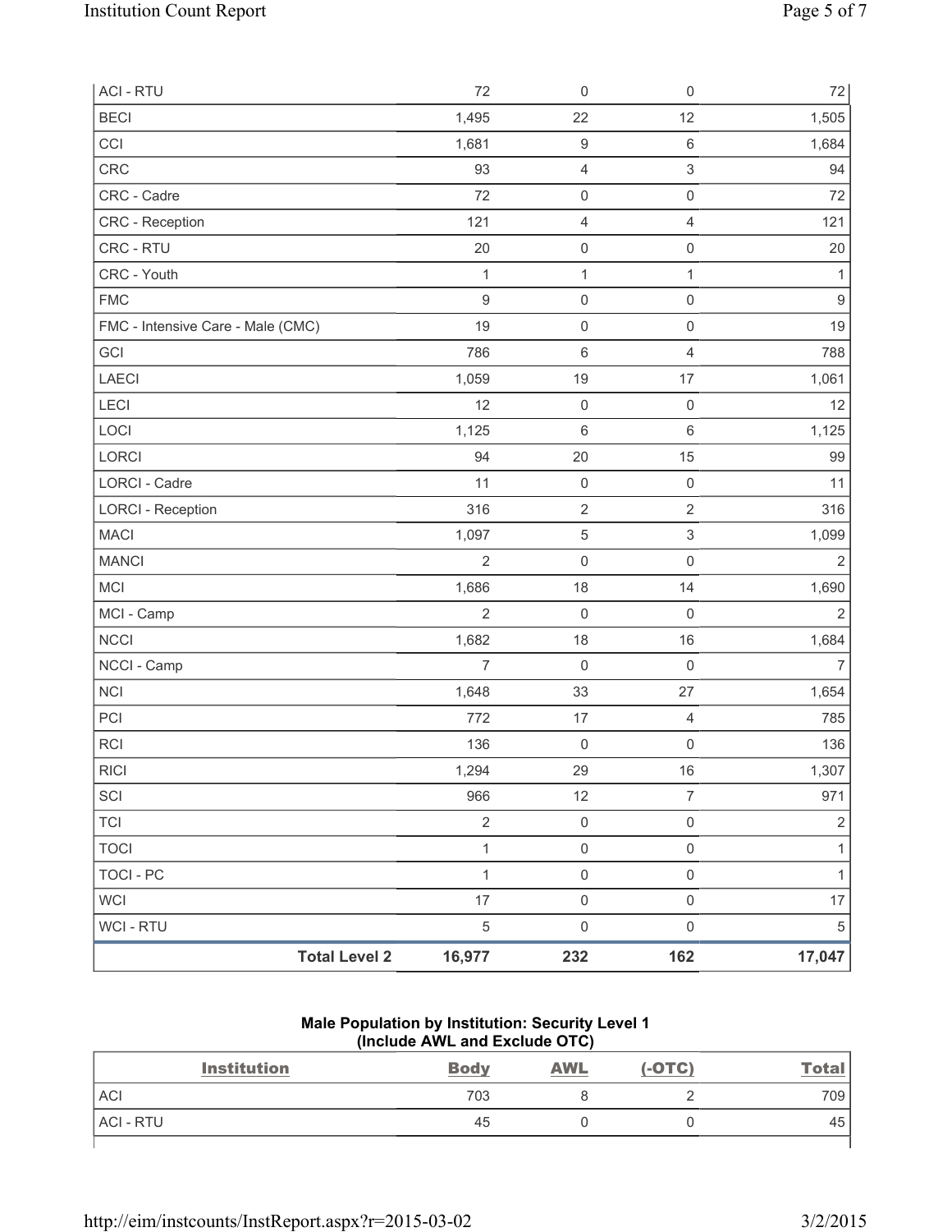| ACI - RTU | 72 | 0 | 0 | 72 |
|---|---|---|---|---|
| BECI | 1,495 | 22 | 12 | 1,505 |
| CCI | 1,681 | 9 | 6 | 1,684 |
| CRC | 93 | 4 | 3 | 94 |
| CRC - Cadre | 72 | 0 | 0 | 72 |
| CRC - Reception | 121 | 4 | 4 | 121 |
| CRC - RTU | 20 | 0 | 0 | 20 |
| CRC - Youth | 1 | 1 | 1 | 1 |
| FMC | 9 | 0 | 0 | 9 |
| FMC - Intensive Care - Male (CMC) | 19 | 0 | 0 | 19 |
| GCI | 786 | 6 | 4 | 788 |
| LAECI | 1,059 | 19 | 17 | 1,061 |
| LECI | 12 | 0 | 0 | 12 |
| LOCI | 1,125 | 6 | 6 | 1,125 |
| LORCI | 94 | 20 | 15 | 99 |
| LORCI - Cadre | 11 | 0 | 0 | 11 |
| LORCI - Reception | 316 | 2 | 2 | 316 |
| MACI | 1,097 | 5 | 3 | 1,099 |
| MANCI | 2 | 0 | 0 | 2 |
| MCI | 1,686 | 18 | 14 | 1,690 |
| MCI - Camp | 2 | 0 | 0 | 2 |
| NCCI | 1,682 | 18 | 16 | 1,684 |
| NCCI - Camp | 7 | 0 | 0 | 7 |
| NCI | 1,648 | 33 | 27 | 1,654 |
| PCI | 772 | 17 | 4 | 785 |
| RCI | 136 | 0 | 0 | 136 |
| RICI | 1,294 | 29 | 16 | 1,307 |
| SCI | 966 | 12 | 7 | 971 |
| TCI | 2 | 0 | 0 | 2 |
| TOCI | 1 | 0 | 0 | 1 |
| TOCI - PC | 1 | 0 | 0 | 1 |
| WCI | 17 | 0 | 0 | 17 |
| WCI - RTU | 5 | 0 | 0 | 5 |
| **Total Level 2** | **16,977** | **232** | **162** | **17,047** |

**Male Population by Institution: Security Level 1**
**(Include AWL and Exclude OTC)**

| Institution | Body | AWL | (-OTC) | Total |
|---|---|---|---|---|
| ACI | 703 | 8 | 2 | 709 |
| ACI - RTU | 45 | 0 | 0 | 45 |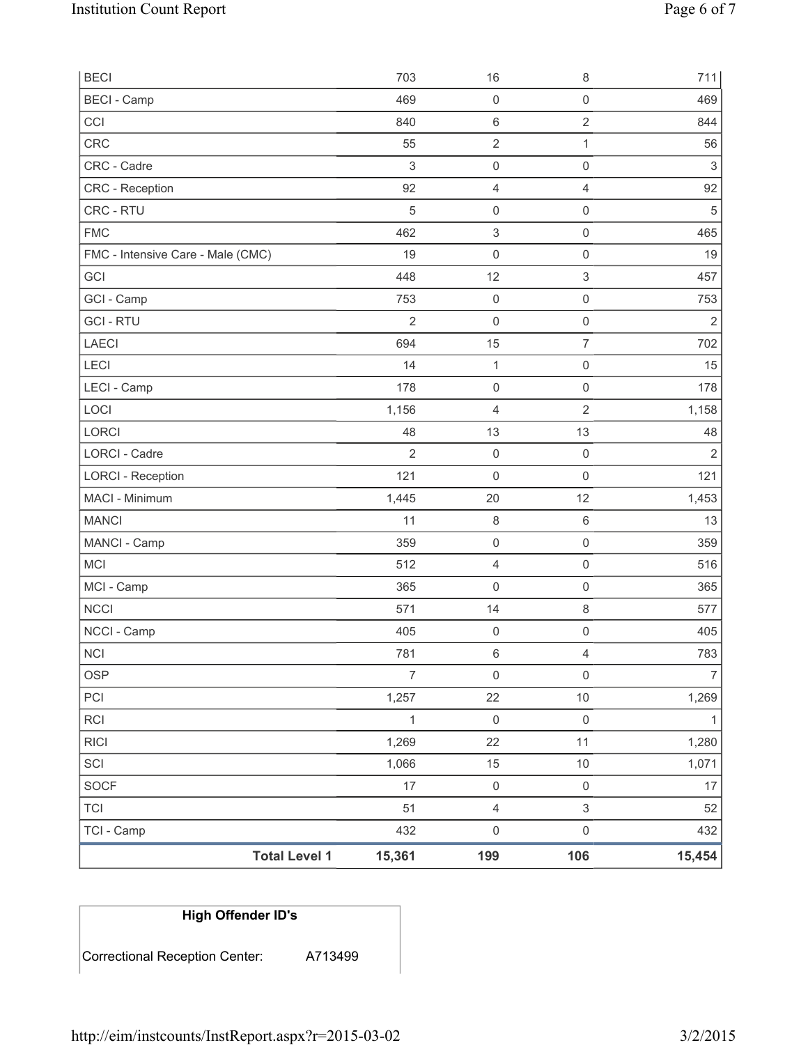| | | | | |
|---|---|---|---|---|
| BECI | 703 | 16 | 8 | 711 |
| BECI - Camp | 469 | 0 | 0 | 469 |
| CCI | 840 | 6 | 2 | 844 |
| CRC | 55 | 2 | 1 | 56 |
| CRC - Cadre | 3 | 0 | 0 | 3 |
| CRC - Reception | 92 | 4 | 4 | 92 |
| CRC - RTU | 5 | 0 | 0 | 5 |
| FMC | 462 | 3 | 0 | 465 |
| FMC - Intensive Care - Male (CMC) | 19 | 0 | 0 | 19 |
| GCI | 448 | 12 | 3 | 457 |
| GCI - Camp | 753 | 0 | 0 | 753 |
| GCI - RTU | 2 | 0 | 0 | 2 |
| LAECI | 694 | 15 | 7 | 702 |
| LECI | 14 | 1 | 0 | 15 |
| LECI - Camp | 178 | 0 | 0 | 178 |
| LOCI | 1,156 | 4 | 2 | 1,158 |
| LORCI | 48 | 13 | 13 | 48 |
| LORCI - Cadre | 2 | 0 | 0 | 2 |
| LORCI - Reception | 121 | 0 | 0 | 121 |
| MACI - Minimum | 1,445 | 20 | 12 | 1,453 |
| MANCI | 11 | 8 | 6 | 13 |
| MANCI - Camp | 359 | 0 | 0 | 359 |
| MCI | 512 | 4 | 0 | 516 |
| MCI - Camp | 365 | 0 | 0 | 365 |
| NCCI | 571 | 14 | 8 | 577 |
| NCCI - Camp | 405 | 0 | 0 | 405 |
| NCI | 781 | 6 | 4 | 783 |
| OSP | 7 | 0 | 0 | 7 |
| PCI | 1,257 | 22 | 10 | 1,269 |
| RCI | 1 | 0 | 0 | 1 |
| RICI | 1,269 | 22 | 11 | 1,280 |
| SCI | 1,066 | 15 | 10 | 1,071 |
| SOCF | 17 | 0 | 0 | 17 |
| TCI | 51 | 4 | 3 | 52 |
| TCI - Camp | 432 | 0 | 0 | 432 |
| **Total Level 1** | **15,361** | **199** | **106** | **15,454** |

| High Offender ID's | |
|---|---|
| Correctional Reception Center: | A713499 |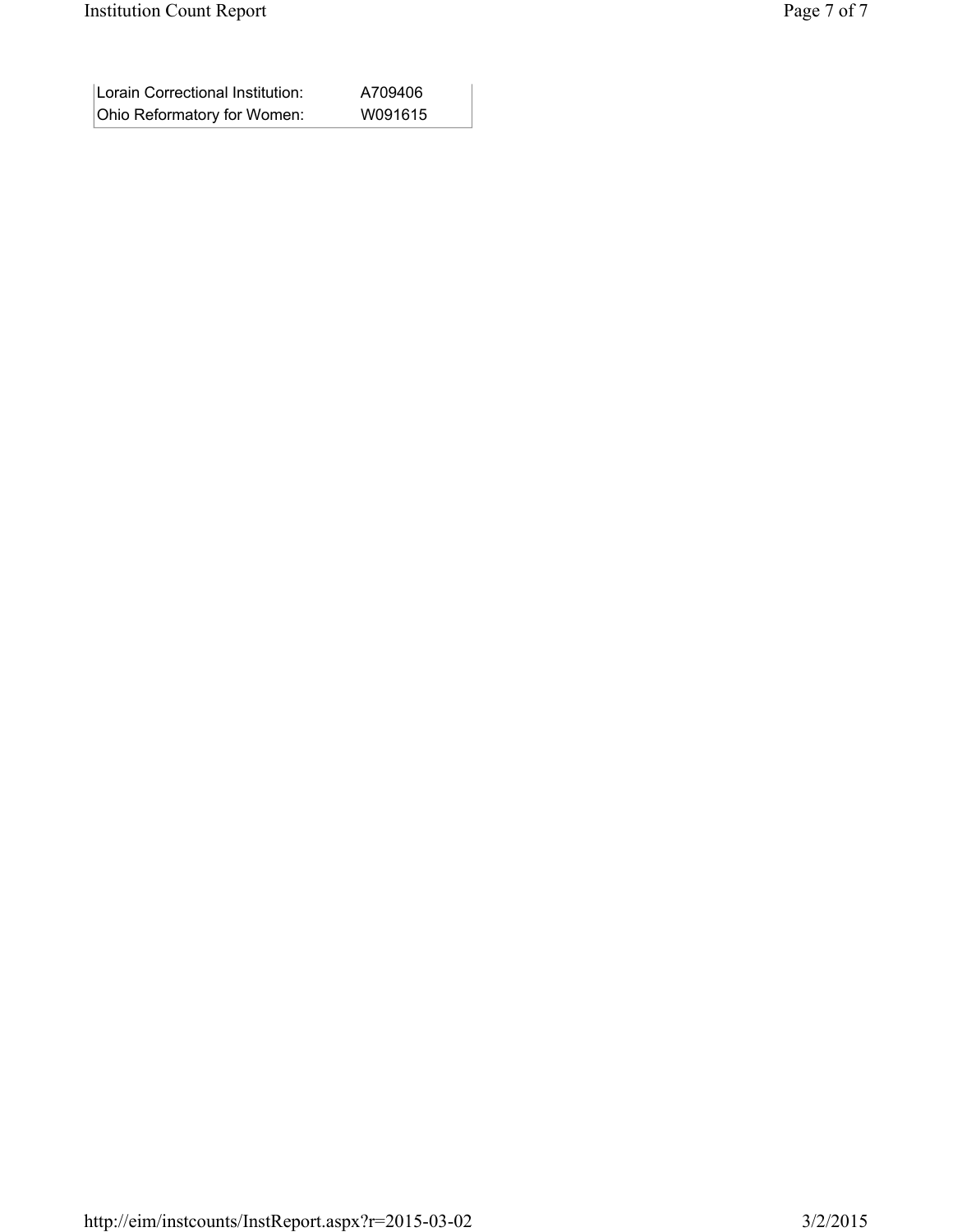| | |
|---|---|
| Lorain Correctional Institution: | A709406 |
| Ohio Reformatory for Women: | W091615 |